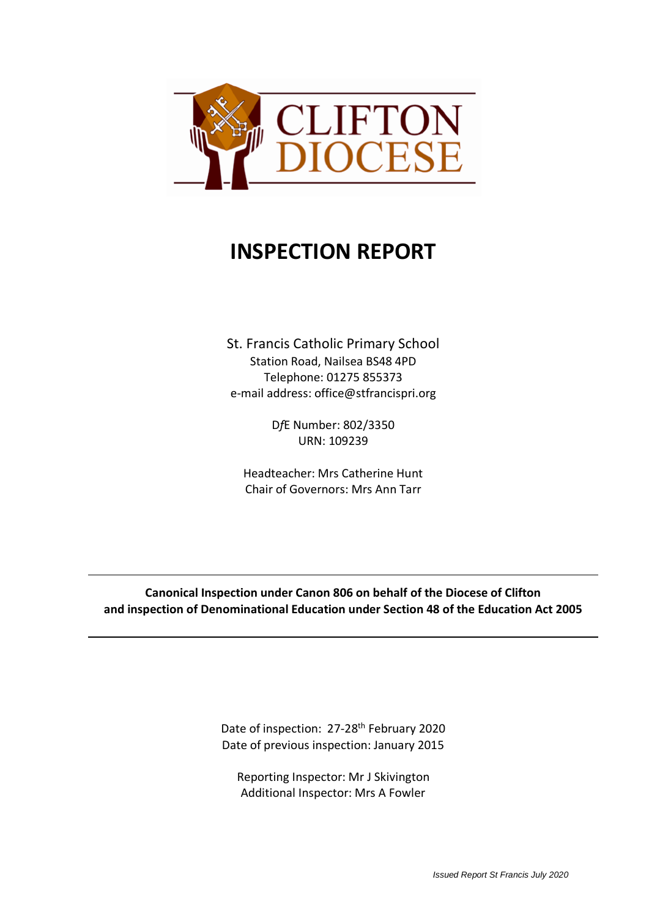CLIFTON DIOCESE

# INSPECTION REPORT

St. Francis Catholic Primary School
Station Road, Nailsea BS48 4PD
Telephone: 01275 855373
e-mail address: office@stfrancispri.org

DfE Number: 802/3350
URN: 109239

Headteacher: Mrs Catherine Hunt
Chair of Governors: Mrs Ann Tarr

---

**Canonical Inspection under Canon 806 on behalf of the Diocese of Clifton and inspection of Denominational Education under Section 48 of the Education Act 2005**

---

Date of inspection: 27-28th February 2020
Date of previous inspection: January 2015

Reporting Inspector: Mr J Skivington
Additional Inspector: Mrs A Fowler

*Issued Report St Francis July 2020*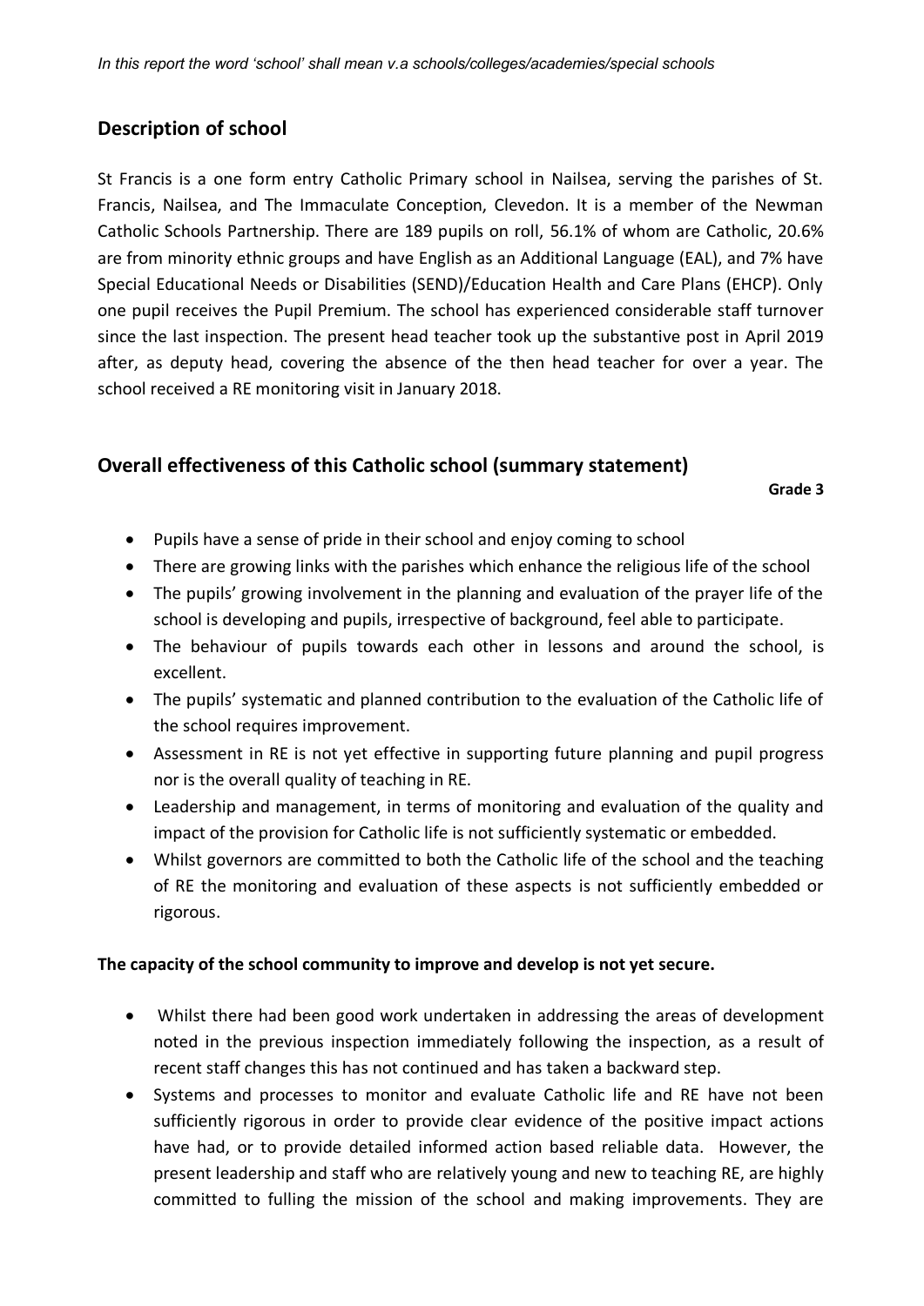*In this report the word 'school' shall mean v.a schools/colleges/academies/special schools*

## Description of school

St Francis is a one form entry Catholic Primary school in Nailsea, serving the parishes of St. Francis, Nailsea, and The Immaculate Conception, Clevedon. It is a member of the Newman Catholic Schools Partnership. There are 189 pupils on roll, 56.1% of whom are Catholic, 20.6% are from minority ethnic groups and have English as an Additional Language (EAL), and 7% have Special Educational Needs or Disabilities (SEND)/Education Health and Care Plans (EHCP). Only one pupil receives the Pupil Premium. The school has experienced considerable staff turnover since the last inspection. The present head teacher took up the substantive post in April 2019 after, as deputy head, covering the absence of the then head teacher for over a year. The school received a RE monitoring visit in January 2018.

## Overall effectiveness of this Catholic school (summary statement)

**Grade 3**

- Pupils have a sense of pride in their school and enjoy coming to school
- There are growing links with the parishes which enhance the religious life of the school
- The pupils' growing involvement in the planning and evaluation of the prayer life of the school is developing and pupils, irrespective of background, feel able to participate.
- The behaviour of pupils towards each other in lessons and around the school, is excellent.
- The pupils' systematic and planned contribution to the evaluation of the Catholic life of the school requires improvement.
- Assessment in RE is not yet effective in supporting future planning and pupil progress nor is the overall quality of teaching in RE.
- Leadership and management, in terms of monitoring and evaluation of the quality and impact of the provision for Catholic life is not sufficiently systematic or embedded.
- Whilst governors are committed to both the Catholic life of the school and the teaching of RE the monitoring and evaluation of these aspects is not sufficiently embedded or rigorous.

**The capacity of the school community to improve and develop is not yet secure.**

- Whilst there had been good work undertaken in addressing the areas of development noted in the previous inspection immediately following the inspection, as a result of recent staff changes this has not continued and has taken a backward step.
- Systems and processes to monitor and evaluate Catholic life and RE have not been sufficiently rigorous in order to provide clear evidence of the positive impact actions have had, or to provide detailed informed action based reliable data. However, the present leadership and staff who are relatively young and new to teaching RE, are highly committed to fulling the mission of the school and making improvements. They are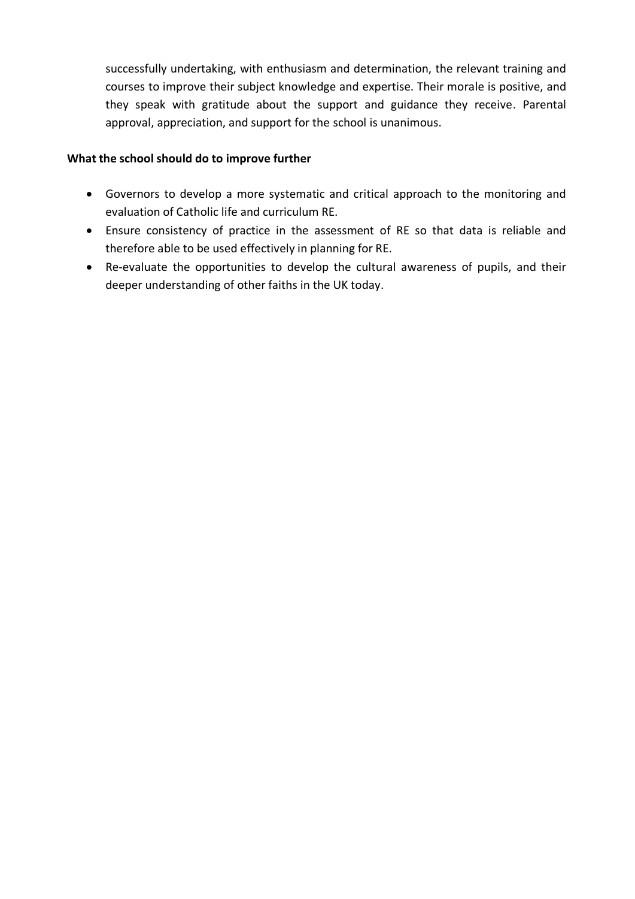successfully undertaking, with enthusiasm and determination, the relevant training and courses to improve their subject knowledge and expertise. Their morale is positive, and they speak with gratitude about the support and guidance they receive. Parental approval, appreciation, and support for the school is unanimous.

**What the school should do to improve further**

- Governors to develop a more systematic and critical approach to the monitoring and evaluation of Catholic life and curriculum RE.
- Ensure consistency of practice in the assessment of RE so that data is reliable and therefore able to be used effectively in planning for RE.
- Re-evaluate the opportunities to develop the cultural awareness of pupils, and their deeper understanding of other faiths in the UK today.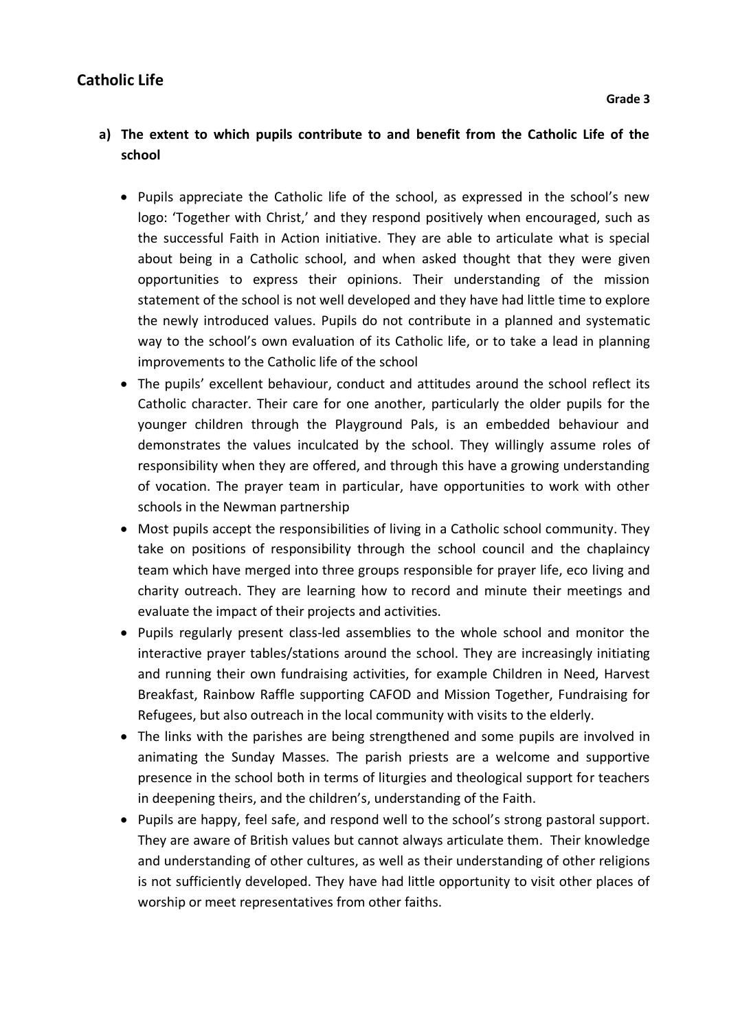## Catholic Life

**Grade 3**

### a) The extent to which pupils contribute to and benefit from the Catholic Life of the school

- Pupils appreciate the Catholic life of the school, as expressed in the school's new logo: 'Together with Christ,' and they respond positively when encouraged, such as the successful Faith in Action initiative. They are able to articulate what is special about being in a Catholic school, and when asked thought that they were given opportunities to express their opinions. Their understanding of the mission statement of the school is not well developed and they have had little time to explore the newly introduced values. Pupils do not contribute in a planned and systematic way to the school's own evaluation of its Catholic life, or to take a lead in planning improvements to the Catholic life of the school
- The pupils' excellent behaviour, conduct and attitudes around the school reflect its Catholic character. Their care for one another, particularly the older pupils for the younger children through the Playground Pals, is an embedded behaviour and demonstrates the values inculcated by the school. They willingly assume roles of responsibility when they are offered, and through this have a growing understanding of vocation. The prayer team in particular, have opportunities to work with other schools in the Newman partnership
- Most pupils accept the responsibilities of living in a Catholic school community. They take on positions of responsibility through the school council and the chaplaincy team which have merged into three groups responsible for prayer life, eco living and charity outreach. They are learning how to record and minute their meetings and evaluate the impact of their projects and activities.
- Pupils regularly present class-led assemblies to the whole school and monitor the interactive prayer tables/stations around the school. They are increasingly initiating and running their own fundraising activities, for example Children in Need, Harvest Breakfast, Rainbow Raffle supporting CAFOD and Mission Together, Fundraising for Refugees, but also outreach in the local community with visits to the elderly.
- The links with the parishes are being strengthened and some pupils are involved in animating the Sunday Masses. The parish priests are a welcome and supportive presence in the school both in terms of liturgies and theological support for teachers in deepening theirs, and the children's, understanding of the Faith.
- Pupils are happy, feel safe, and respond well to the school's strong pastoral support. They are aware of British values but cannot always articulate them. Their knowledge and understanding of other cultures, as well as their understanding of other religions is not sufficiently developed. They have had little opportunity to visit other places of worship or meet representatives from other faiths.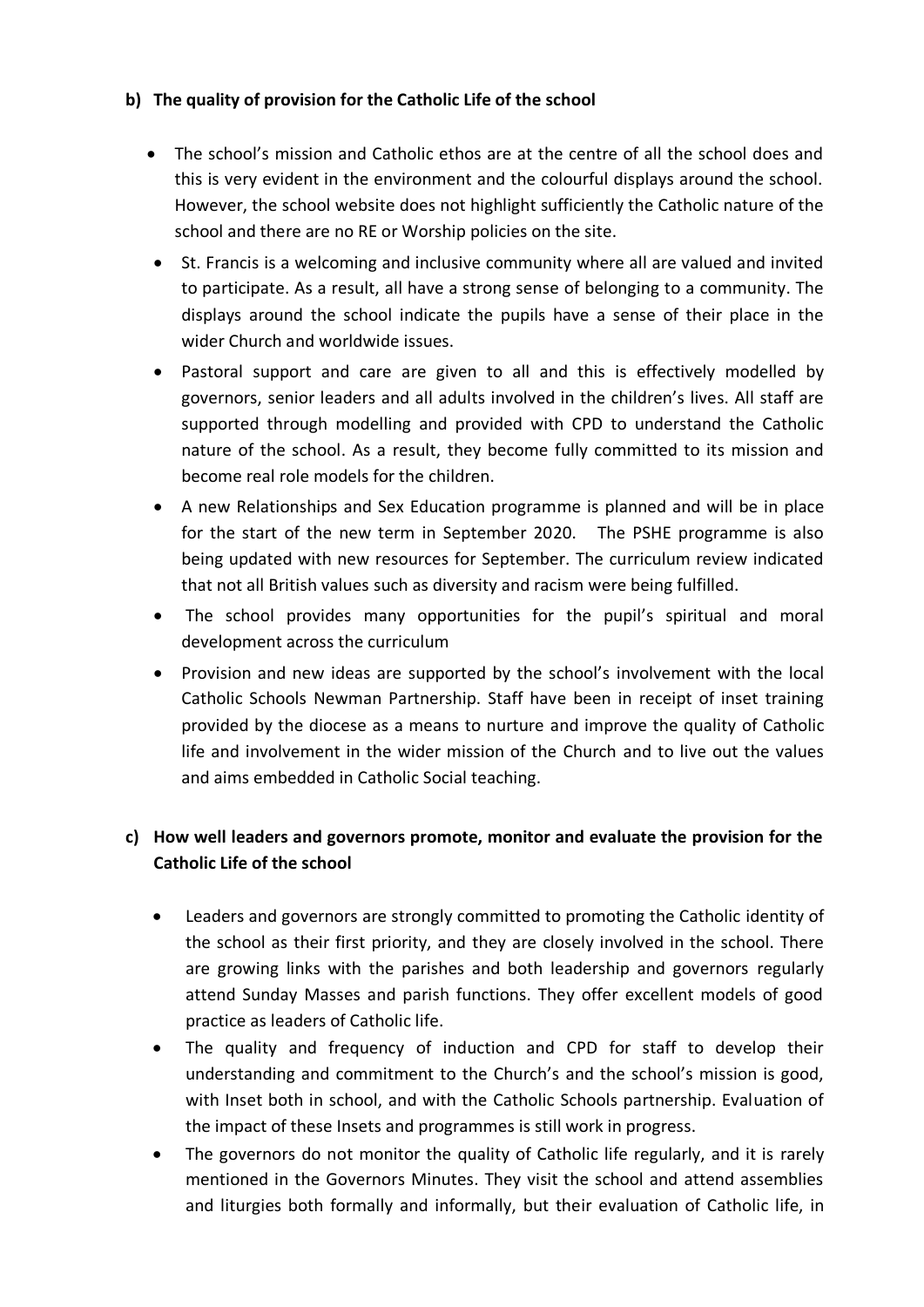**b) The quality of provision for the Catholic Life of the school**

- The school's mission and Catholic ethos are at the centre of all the school does and this is very evident in the environment and the colourful displays around the school. However, the school website does not highlight sufficiently the Catholic nature of the school and there are no RE or Worship policies on the site.
- St. Francis is a welcoming and inclusive community where all are valued and invited to participate. As a result, all have a strong sense of belonging to a community. The displays around the school indicate the pupils have a sense of their place in the wider Church and worldwide issues.
- Pastoral support and care are given to all and this is effectively modelled by governors, senior leaders and all adults involved in the children's lives. All staff are supported through modelling and provided with CPD to understand the Catholic nature of the school. As a result, they become fully committed to its mission and become real role models for the children.
- A new Relationships and Sex Education programme is planned and will be in place for the start of the new term in September 2020. The PSHE programme is also being updated with new resources for September. The curriculum review indicated that not all British values such as diversity and racism were being fulfilled.
- The school provides many opportunities for the pupil's spiritual and moral development across the curriculum
- Provision and new ideas are supported by the school's involvement with the local Catholic Schools Newman Partnership. Staff have been in receipt of inset training provided by the diocese as a means to nurture and improve the quality of Catholic life and involvement in the wider mission of the Church and to live out the values and aims embedded in Catholic Social teaching.

**c) How well leaders and governors promote, monitor and evaluate the provision for the Catholic Life of the school**

- Leaders and governors are strongly committed to promoting the Catholic identity of the school as their first priority, and they are closely involved in the school. There are growing links with the parishes and both leadership and governors regularly attend Sunday Masses and parish functions. They offer excellent models of good practice as leaders of Catholic life.
- The quality and frequency of induction and CPD for staff to develop their understanding and commitment to the Church's and the school's mission is good, with Inset both in school, and with the Catholic Schools partnership. Evaluation of the impact of these Insets and programmes is still work in progress.
- The governors do not monitor the quality of Catholic life regularly, and it is rarely mentioned in the Governors Minutes. They visit the school and attend assemblies and liturgies both formally and informally, but their evaluation of Catholic life, in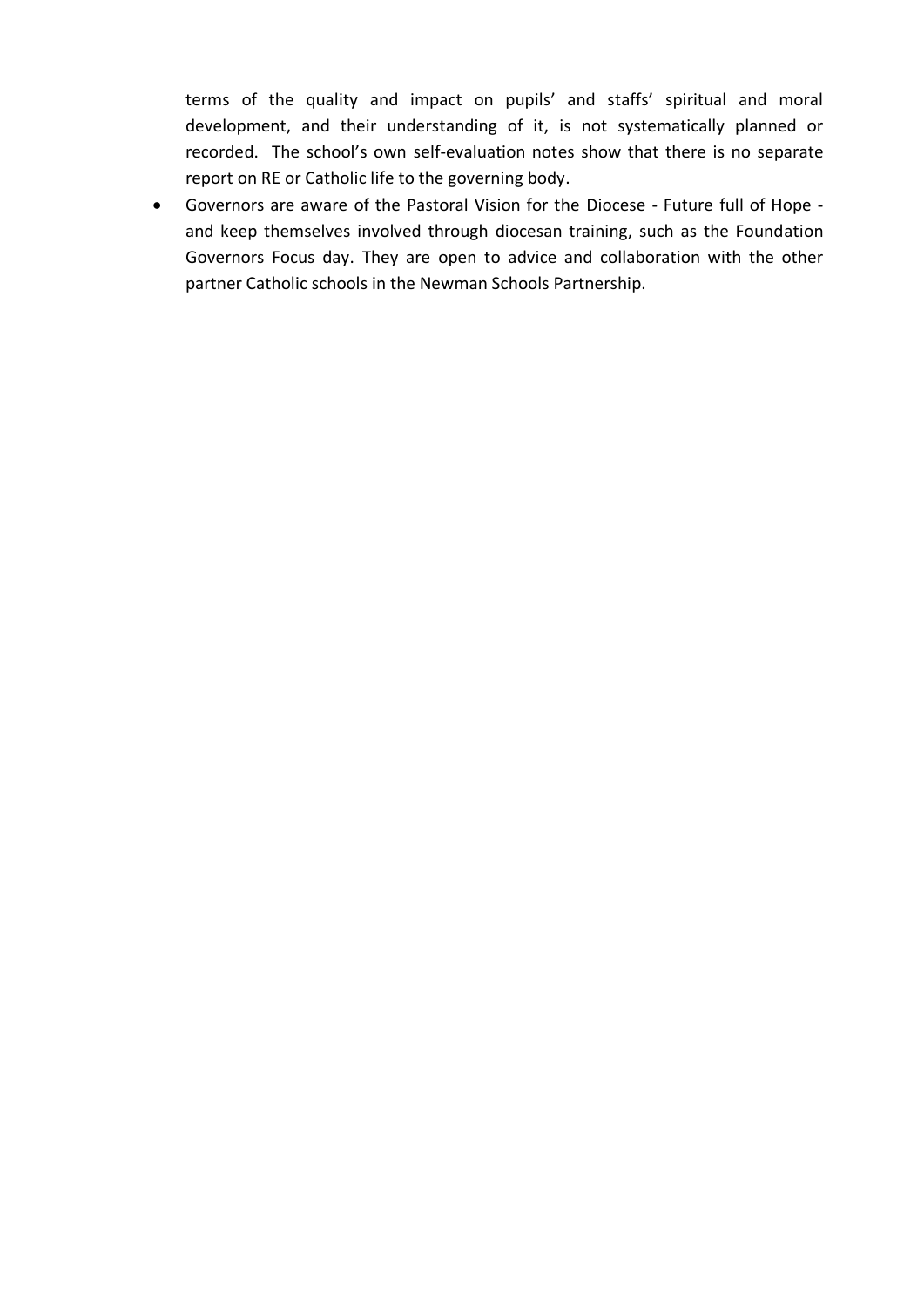terms of the quality and impact on pupils' and staffs' spiritual and moral development, and their understanding of it, is not systematically planned or recorded. The school's own self-evaluation notes show that there is no separate report on RE or Catholic life to the governing body.

- Governors are aware of the Pastoral Vision for the Diocese - Future full of Hope - and keep themselves involved through diocesan training, such as the Foundation Governors Focus day. They are open to advice and collaboration with the other partner Catholic schools in the Newman Schools Partnership.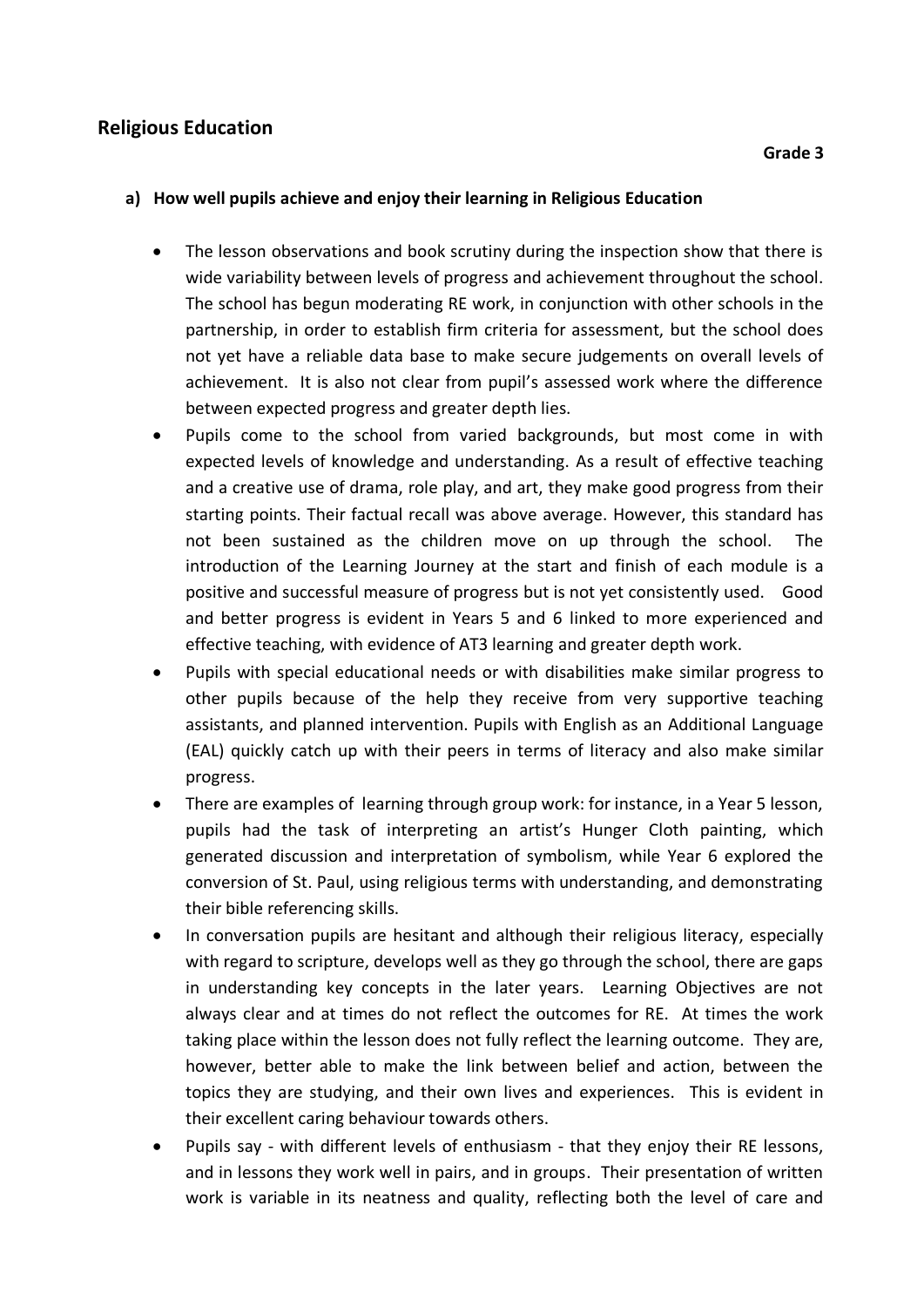## Religious Education

**Grade 3**

### a) How well pupils achieve and enjoy their learning in Religious Education

- The lesson observations and book scrutiny during the inspection show that there is wide variability between levels of progress and achievement throughout the school. The school has begun moderating RE work, in conjunction with other schools in the partnership, in order to establish firm criteria for assessment, but the school does not yet have a reliable data base to make secure judgements on overall levels of achievement. It is also not clear from pupil's assessed work where the difference between expected progress and greater depth lies.
- Pupils come to the school from varied backgrounds, but most come in with expected levels of knowledge and understanding. As a result of effective teaching and a creative use of drama, role play, and art, they make good progress from their starting points. Their factual recall was above average. However, this standard has not been sustained as the children move on up through the school. The introduction of the Learning Journey at the start and finish of each module is a positive and successful measure of progress but is not yet consistently used. Good and better progress is evident in Years 5 and 6 linked to more experienced and effective teaching, with evidence of AT3 learning and greater depth work.
- Pupils with special educational needs or with disabilities make similar progress to other pupils because of the help they receive from very supportive teaching assistants, and planned intervention. Pupils with English as an Additional Language (EAL) quickly catch up with their peers in terms of literacy and also make similar progress.
- There are examples of learning through group work: for instance, in a Year 5 lesson, pupils had the task of interpreting an artist's Hunger Cloth painting, which generated discussion and interpretation of symbolism, while Year 6 explored the conversion of St. Paul, using religious terms with understanding, and demonstrating their bible referencing skills.
- In conversation pupils are hesitant and although their religious literacy, especially with regard to scripture, develops well as they go through the school, there are gaps in understanding key concepts in the later years. Learning Objectives are not always clear and at times do not reflect the outcomes for RE. At times the work taking place within the lesson does not fully reflect the learning outcome. They are, however, better able to make the link between belief and action, between the topics they are studying, and their own lives and experiences. This is evident in their excellent caring behaviour towards others.
- Pupils say - with different levels of enthusiasm - that they enjoy their RE lessons, and in lessons they work well in pairs, and in groups. Their presentation of written work is variable in its neatness and quality, reflecting both the level of care and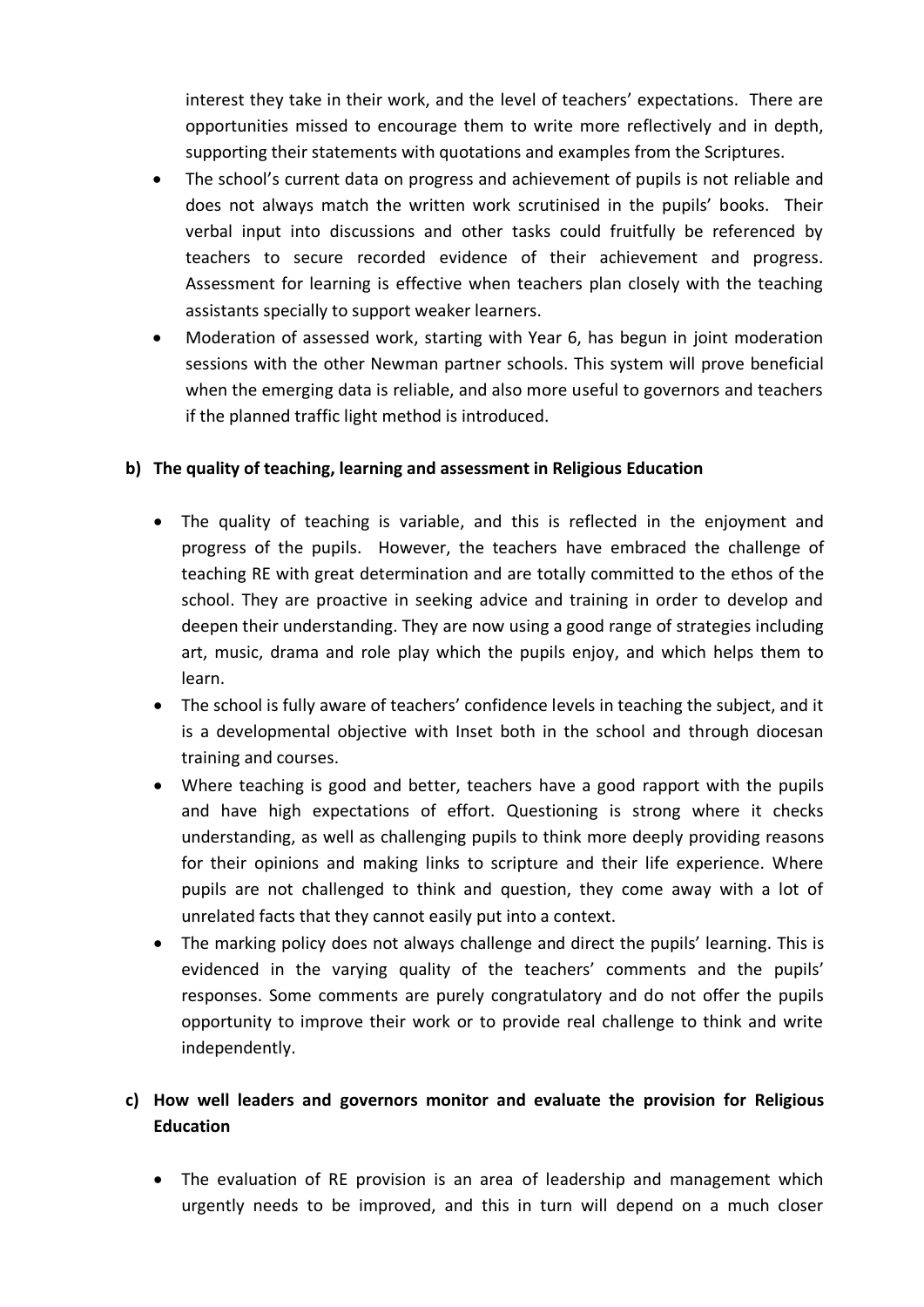interest they take in their work, and the level of teachers' expectations. There are opportunities missed to encourage them to write more reflectively and in depth, supporting their statements with quotations and examples from the Scriptures.

- The school's current data on progress and achievement of pupils is not reliable and does not always match the written work scrutinised in the pupils' books. Their verbal input into discussions and other tasks could fruitfully be referenced by teachers to secure recorded evidence of their achievement and progress. Assessment for learning is effective when teachers plan closely with the teaching assistants specially to support weaker learners.
- Moderation of assessed work, starting with Year 6, has begun in joint moderation sessions with the other Newman partner schools. This system will prove beneficial when the emerging data is reliable, and also more useful to governors and teachers if the planned traffic light method is introduced.

**b) The quality of teaching, learning and assessment in Religious Education**

- The quality of teaching is variable, and this is reflected in the enjoyment and progress of the pupils. However, the teachers have embraced the challenge of teaching RE with great determination and are totally committed to the ethos of the school. They are proactive in seeking advice and training in order to develop and deepen their understanding. They are now using a good range of strategies including art, music, drama and role play which the pupils enjoy, and which helps them to learn.
- The school is fully aware of teachers' confidence levels in teaching the subject, and it is a developmental objective with Inset both in the school and through diocesan training and courses.
- Where teaching is good and better, teachers have a good rapport with the pupils and have high expectations of effort. Questioning is strong where it checks understanding, as well as challenging pupils to think more deeply providing reasons for their opinions and making links to scripture and their life experience. Where pupils are not challenged to think and question, they come away with a lot of unrelated facts that they cannot easily put into a context.
- The marking policy does not always challenge and direct the pupils' learning. This is evidenced in the varying quality of the teachers' comments and the pupils' responses. Some comments are purely congratulatory and do not offer the pupils opportunity to improve their work or to provide real challenge to think and write independently.

**c) How well leaders and governors monitor and evaluate the provision for Religious Education**

- The evaluation of RE provision is an area of leadership and management which urgently needs to be improved, and this in turn will depend on a much closer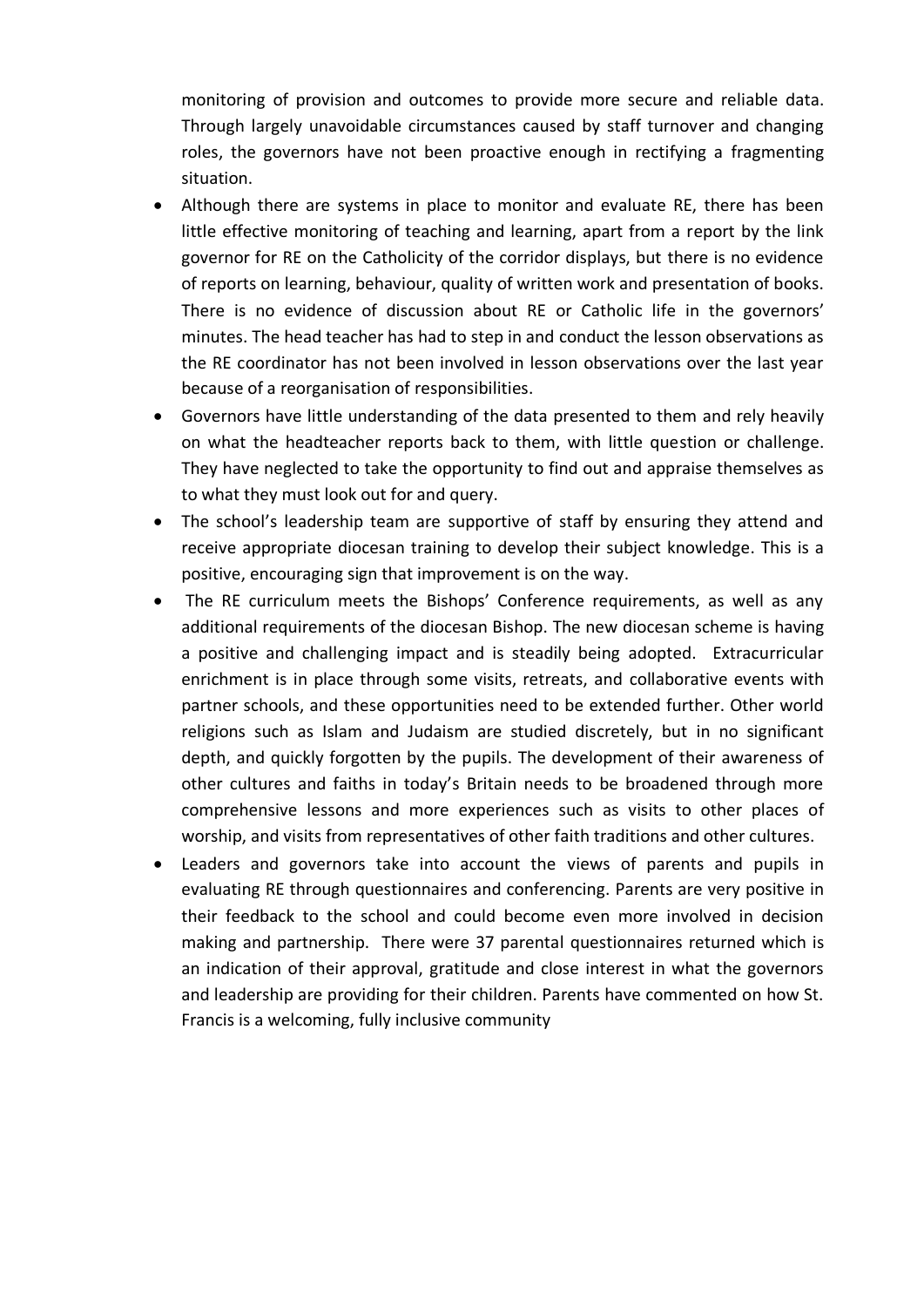monitoring of provision and outcomes to provide more secure and reliable data. Through largely unavoidable circumstances caused by staff turnover and changing roles, the governors have not been proactive enough in rectifying a fragmenting situation.

- Although there are systems in place to monitor and evaluate RE, there has been little effective monitoring of teaching and learning, apart from a report by the link governor for RE on the Catholicity of the corridor displays, but there is no evidence of reports on learning, behaviour, quality of written work and presentation of books. There is no evidence of discussion about RE or Catholic life in the governors' minutes. The head teacher has had to step in and conduct the lesson observations as the RE coordinator has not been involved in lesson observations over the last year because of a reorganisation of responsibilities.
- Governors have little understanding of the data presented to them and rely heavily on what the headteacher reports back to them, with little question or challenge. They have neglected to take the opportunity to find out and appraise themselves as to what they must look out for and query.
- The school's leadership team are supportive of staff by ensuring they attend and receive appropriate diocesan training to develop their subject knowledge. This is a positive, encouraging sign that improvement is on the way.
- The RE curriculum meets the Bishops' Conference requirements, as well as any additional requirements of the diocesan Bishop. The new diocesan scheme is having a positive and challenging impact and is steadily being adopted. Extracurricular enrichment is in place through some visits, retreats, and collaborative events with partner schools, and these opportunities need to be extended further. Other world religions such as Islam and Judaism are studied discretely, but in no significant depth, and quickly forgotten by the pupils. The development of their awareness of other cultures and faiths in today's Britain needs to be broadened through more comprehensive lessons and more experiences such as visits to other places of worship, and visits from representatives of other faith traditions and other cultures.
- Leaders and governors take into account the views of parents and pupils in evaluating RE through questionnaires and conferencing. Parents are very positive in their feedback to the school and could become even more involved in decision making and partnership. There were 37 parental questionnaires returned which is an indication of their approval, gratitude and close interest in what the governors and leadership are providing for their children. Parents have commented on how St. Francis is a welcoming, fully inclusive community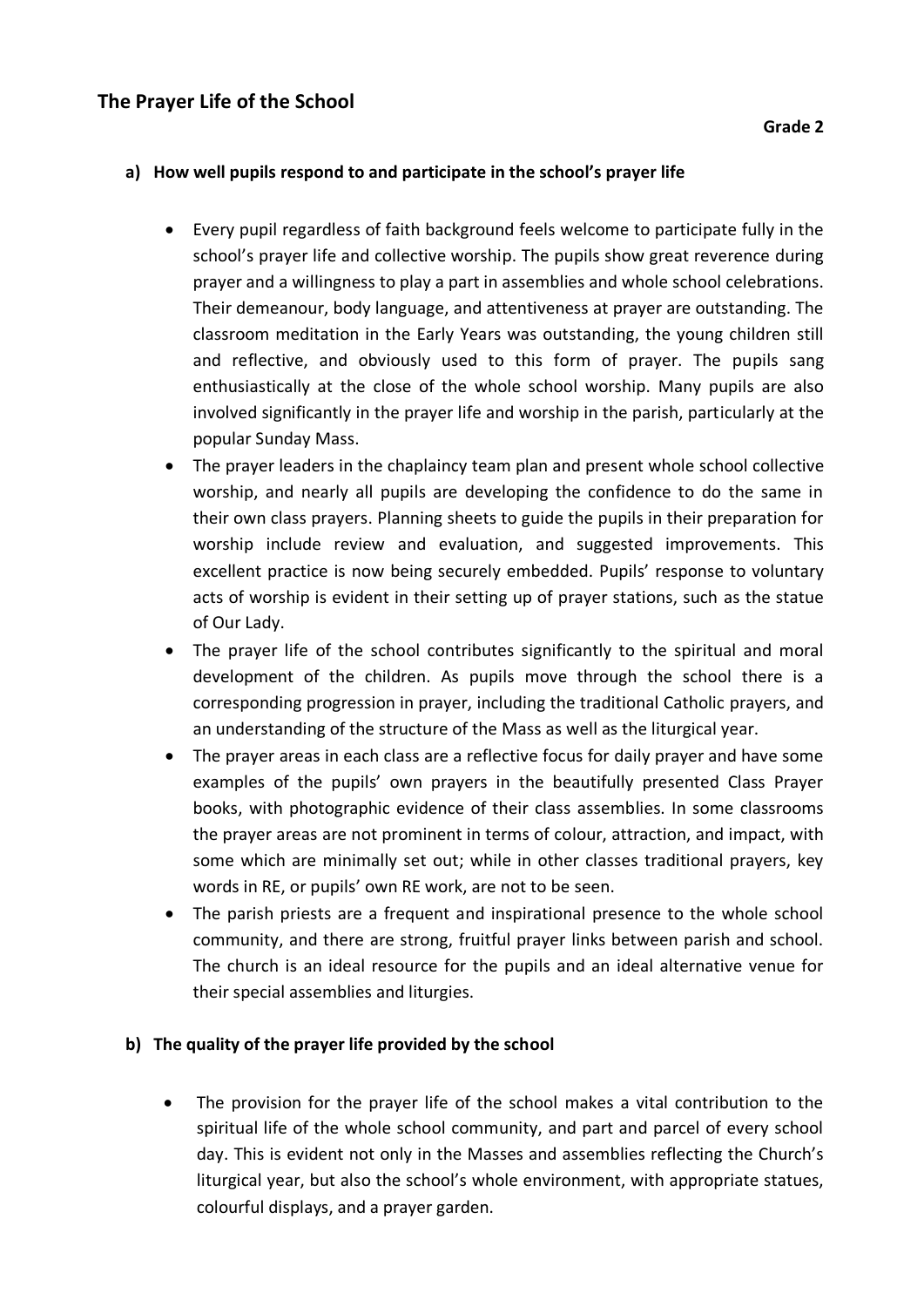## The Prayer Life of the School

**Grade 2**

### a) How well pupils respond to and participate in the school's prayer life

- Every pupil regardless of faith background feels welcome to participate fully in the school's prayer life and collective worship. The pupils show great reverence during prayer and a willingness to play a part in assemblies and whole school celebrations. Their demeanour, body language, and attentiveness at prayer are outstanding. The classroom meditation in the Early Years was outstanding, the young children still and reflective, and obviously used to this form of prayer. The pupils sang enthusiastically at the close of the whole school worship. Many pupils are also involved significantly in the prayer life and worship in the parish, particularly at the popular Sunday Mass.
- The prayer leaders in the chaplaincy team plan and present whole school collective worship, and nearly all pupils are developing the confidence to do the same in their own class prayers. Planning sheets to guide the pupils in their preparation for worship include review and evaluation, and suggested improvements. This excellent practice is now being securely embedded. Pupils' response to voluntary acts of worship is evident in their setting up of prayer stations, such as the statue of Our Lady.
- The prayer life of the school contributes significantly to the spiritual and moral development of the children. As pupils move through the school there is a corresponding progression in prayer, including the traditional Catholic prayers, and an understanding of the structure of the Mass as well as the liturgical year.
- The prayer areas in each class are a reflective focus for daily prayer and have some examples of the pupils' own prayers in the beautifully presented Class Prayer books, with photographic evidence of their class assemblies. In some classrooms the prayer areas are not prominent in terms of colour, attraction, and impact, with some which are minimally set out; while in other classes traditional prayers, key words in RE, or pupils' own RE work, are not to be seen.
- The parish priests are a frequent and inspirational presence to the whole school community, and there are strong, fruitful prayer links between parish and school. The church is an ideal resource for the pupils and an ideal alternative venue for their special assemblies and liturgies.

### b) The quality of the prayer life provided by the school

- The provision for the prayer life of the school makes a vital contribution to the spiritual life of the whole school community, and part and parcel of every school day. This is evident not only in the Masses and assemblies reflecting the Church's liturgical year, but also the school's whole environment, with appropriate statues, colourful displays, and a prayer garden.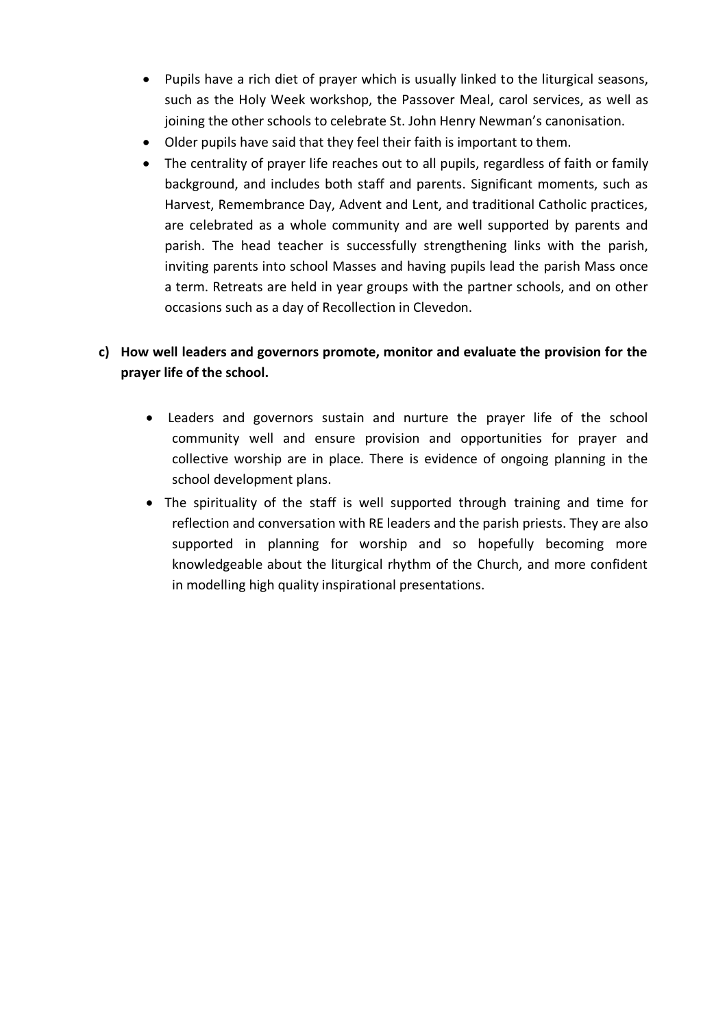- Pupils have a rich diet of prayer which is usually linked to the liturgical seasons, such as the Holy Week workshop, the Passover Meal, carol services, as well as joining the other schools to celebrate St. John Henry Newman's canonisation.
- Older pupils have said that they feel their faith is important to them.
- The centrality of prayer life reaches out to all pupils, regardless of faith or family background, and includes both staff and parents. Significant moments, such as Harvest, Remembrance Day, Advent and Lent, and traditional Catholic practices, are celebrated as a whole community and are well supported by parents and parish. The head teacher is successfully strengthening links with the parish, inviting parents into school Masses and having pupils lead the parish Mass once a term. Retreats are held in year groups with the partner schools, and on other occasions such as a day of Recollection in Clevedon.

**c) How well leaders and governors promote, monitor and evaluate the provision for the prayer life of the school.**

- Leaders and governors sustain and nurture the prayer life of the school community well and ensure provision and opportunities for prayer and collective worship are in place. There is evidence of ongoing planning in the school development plans.
- The spirituality of the staff is well supported through training and time for reflection and conversation with RE leaders and the parish priests. They are also supported in planning for worship and so hopefully becoming more knowledgeable about the liturgical rhythm of the Church, and more confident in modelling high quality inspirational presentations.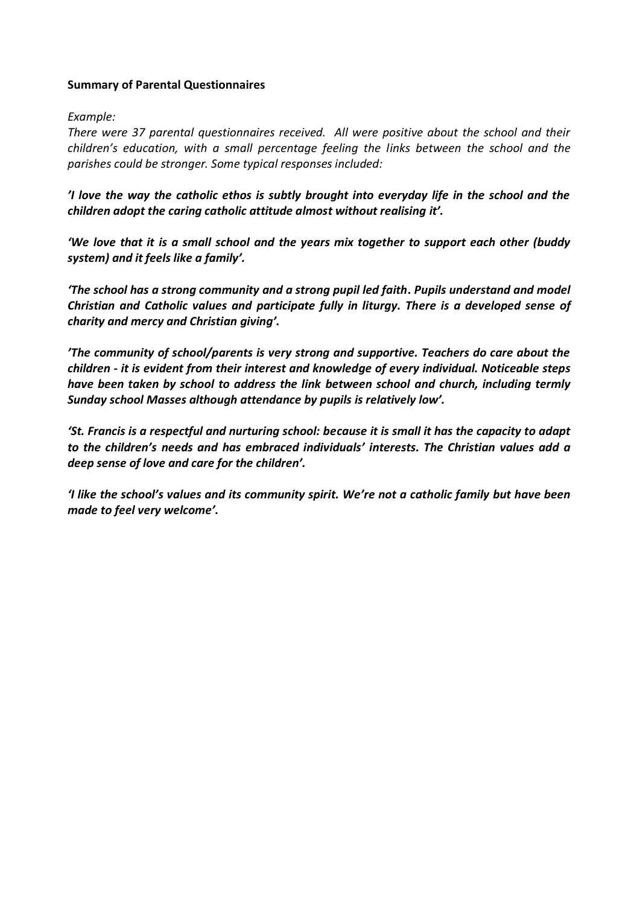**Summary of Parental Questionnaires**

*Example:*

*There were 37 parental questionnaires received. All were positive about the school and their children's education, with a small percentage feeling the links between the school and the parishes could be stronger. Some typical responses included:*

***'I love the way the catholic ethos is subtly brought into everyday life in the school and the children adopt the caring catholic attitude almost without realising it'.***

***'We love that it is a small school and the years mix together to support each other (buddy system) and it feels like a family'.***

***'The school has a strong community and a strong pupil led faith. Pupils understand and model Christian and Catholic values and participate fully in liturgy. There is a developed sense of charity and mercy and Christian giving'.***

***'The community of school/parents is very strong and supportive. Teachers do care about the children - it is evident from their interest and knowledge of every individual. Noticeable steps have been taken by school to address the link between school and church, including termly Sunday school Masses although attendance by pupils is relatively low'.***

***'St. Francis is a respectful and nurturing school: because it is small it has the capacity to adapt to the children's needs and has embraced individuals' interests. The Christian values add a deep sense of love and care for the children'.***

***'I like the school's values and its community spirit. We're not a catholic family but have been made to feel very welcome'.***